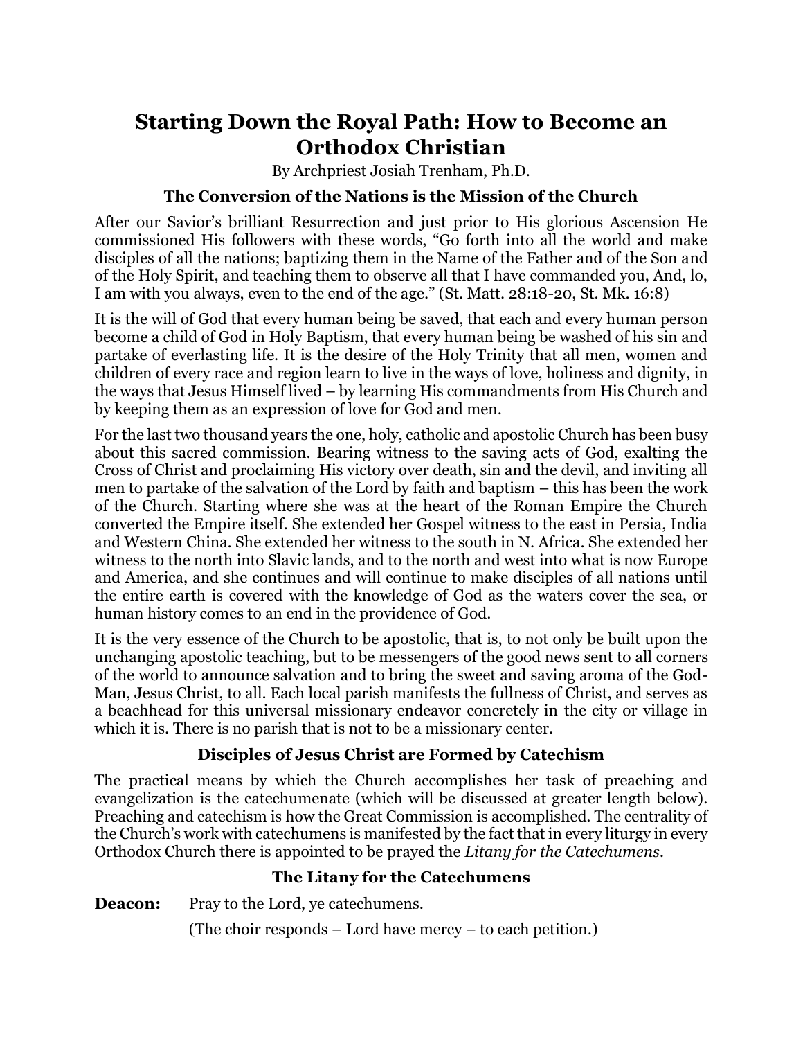# Starting Down the Royal Path: How to Become an Orthodox Christian

By Archpriest Josiah Trenham, Ph.D.

## The Conversion of the Nations is the Mission of the Church

After our Savior's brilliant Resurrection and just prior to His glorious Ascension He commissioned His followers with these words, "Go forth into all the world and make disciples of all the nations; baptizing them in the Name of the Father and of the Son and of the Holy Spirit, and teaching them to observe all that I have commanded you, And, lo, I am with you always, even to the end of the age." (St. Matt. 28:18-20, St. Mk. 16:8)

It is the will of God that every human being be saved, that each and every human person become a child of God in Holy Baptism, that every human being be washed of his sin and partake of everlasting life. It is the desire of the Holy Trinity that all men, women and children of every race and region learn to live in the ways of love, holiness and dignity, in the ways that Jesus Himself lived – by learning His commandments from His Church and by keeping them as an expression of love for God and men.

For the last two thousand years the one, holy, catholic and apostolic Church has been busy about this sacred commission. Bearing witness to the saving acts of God, exalting the Cross of Christ and proclaiming His victory over death, sin and the devil, and inviting all men to partake of the salvation of the Lord by faith and baptism – this has been the work of the Church. Starting where she was at the heart of the Roman Empire the Church converted the Empire itself. She extended her Gospel witness to the east in Persia, India and Western China. She extended her witness to the south in N. Africa. She extended her witness to the north into Slavic lands, and to the north and west into what is now Europe and America, and she continues and will continue to make disciples of all nations until the entire earth is covered with the knowledge of God as the waters cover the sea, or human history comes to an end in the providence of God.

It is the very essence of the Church to be apostolic, that is, to not only be built upon the unchanging apostolic teaching, but to be messengers of the good news sent to all corners of the world to announce salvation and to bring the sweet and saving aroma of the God-Man, Jesus Christ, to all. Each local parish manifests the fullness of Christ, and serves as a beachhead for this universal missionary endeavor concretely in the city or village in which it is. There is no parish that is not to be a missionary center.

## Disciples of Jesus Christ are Formed by Catechism

The practical means by which the Church accomplishes her task of preaching and evangelization is the catechumenate (which will be discussed at greater length below). Preaching and catechism is how the Great Commission is accomplished. The centrality of the Church's work with catechumens is manifested by the fact that in every liturgy in every Orthodox Church there is appointed to be prayed the *Litany for the Catechumens*.

## The Litany for the Catechumens

**Deacon:** Pray to the Lord, ye catechumens.

(The choir responds – Lord have mercy – to each petition.)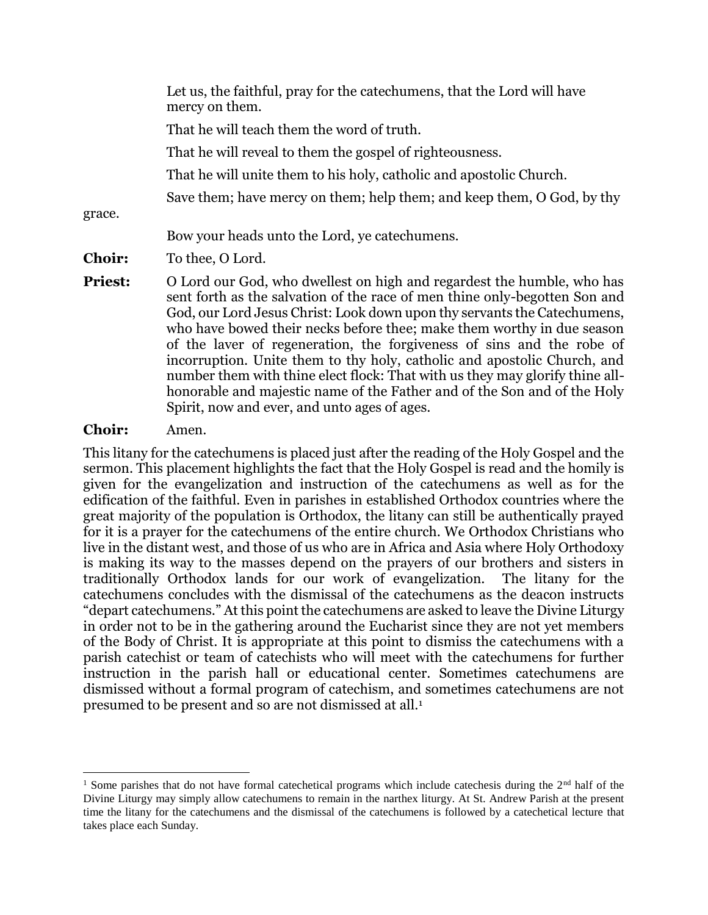Let us, the faithful, pray for the catechumens, that the Lord will have mercy on them.

That he will teach them the word of truth.

That he will reveal to them the gospel of righteousness.

That he will unite them to his holy, catholic and apostolic Church.

Save them; have mercy on them; help them; and keep them, O God, by thy grace.

Bow your heads unto the Lord, ye catechumens.

**Choir:** To thee, O Lord.

**Priest:** O Lord our God, who dwellest on high and regardest the humble, who has sent forth as the salvation of the race of men thine only-begotten Son and God, our Lord Jesus Christ: Look down upon thy servants the Catechumens, who have bowed their necks before thee; make them worthy in due season of the laver of regeneration, the forgiveness of sins and the robe of incorruption. Unite them to thy holy, catholic and apostolic Church, and number them with thine elect flock: That with us they may glorify thine all-honorable and majestic name of the Father and of the Son and of the Holy Spirit, now and ever, and unto ages of ages.

**Choir:** Amen.

This litany for the catechumens is placed just after the reading of the Holy Gospel and the sermon. This placement highlights the fact that the Holy Gospel is read and the homily is given for the evangelization and instruction of the catechumens as well as for the edification of the faithful. Even in parishes in established Orthodox countries where the great majority of the population is Orthodox, the litany can still be authentically prayed for it is a prayer for the catechumens of the entire church. We Orthodox Christians who live in the distant west, and those of us who are in Africa and Asia where Holy Orthodoxy is making its way to the masses depend on the prayers of our brothers and sisters in traditionally Orthodox lands for our work of evangelization. The litany for the catechumens concludes with the dismissal of the catechumens as the deacon instructs "depart catechumens." At this point the catechumens are asked to leave the Divine Liturgy in order not to be in the gathering around the Eucharist since they are not yet members of the Body of Christ. It is appropriate at this point to dismiss the catechumens with a parish catechist or team of catechists who will meet with the catechumens for further instruction in the parish hall or educational center. Sometimes catechumens are dismissed without a formal program of catechism, and sometimes catechumens are not presumed to be present and so are not dismissed at all.[1]

---

[1] Some parishes that do not have formal catechetical programs which include catechesis during the 2nd half of the Divine Liturgy may simply allow catechumens to remain in the narthex liturgy. At St. Andrew Parish at the present time the litany for the catechumens and the dismissal of the catechumens is followed by a catechetical lecture that takes place each Sunday.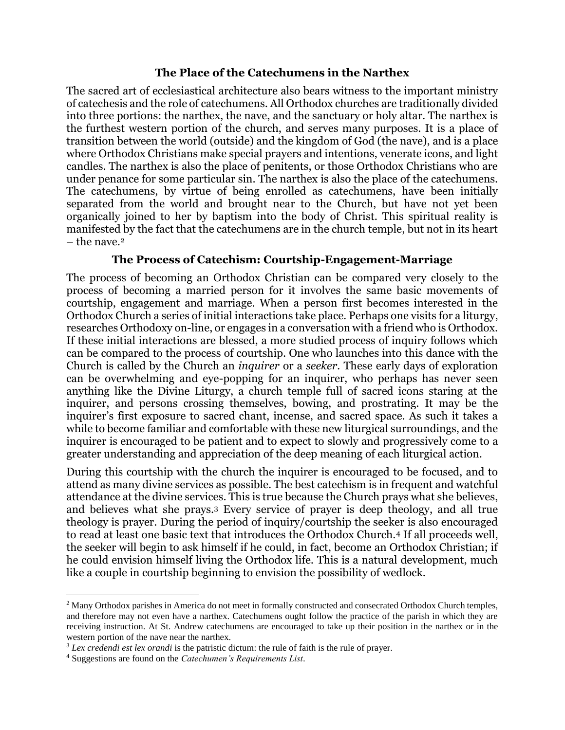### The Place of the Catechumens in the Narthex

The sacred art of ecclesiastical architecture also bears witness to the important ministry of catechesis and the role of catechumens. All Orthodox churches are traditionally divided into three portions: the narthex, the nave, and the sanctuary or holy altar. The narthex is the furthest western portion of the church, and serves many purposes. It is a place of transition between the world (outside) and the kingdom of God (the nave), and is a place where Orthodox Christians make special prayers and intentions, venerate icons, and light candles. The narthex is also the place of penitents, or those Orthodox Christians who are under penance for some particular sin. The narthex is also the place of the catechumens. The catechumens, by virtue of being enrolled as catechumens, have been initially separated from the world and brought near to the Church, but have not yet been organically joined to her by baptism into the body of Christ. This spiritual reality is manifested by the fact that the catechumens are in the church temple, but not in its heart – the nave.[2]

### The Process of Catechism: Courtship-Engagement-Marriage

The process of becoming an Orthodox Christian can be compared very closely to the process of becoming a married person for it involves the same basic movements of courtship, engagement and marriage. When a person first becomes interested in the Orthodox Church a series of initial interactions take place. Perhaps one visits for a liturgy, researches Orthodoxy on-line, or engages in a conversation with a friend who is Orthodox. If these initial interactions are blessed, a more studied process of inquiry follows which can be compared to the process of courtship. One who launches into this dance with the Church is called by the Church an *inquirer* or a *seeker*. These early days of exploration can be overwhelming and eye-popping for an inquirer, who perhaps has never seen anything like the Divine Liturgy, a church temple full of sacred icons staring at the inquirer, and persons crossing themselves, bowing, and prostrating. It may be the inquirer's first exposure to sacred chant, incense, and sacred space. As such it takes a while to become familiar and comfortable with these new liturgical surroundings, and the inquirer is encouraged to be patient and to expect to slowly and progressively come to a greater understanding and appreciation of the deep meaning of each liturgical action.

During this courtship with the church the inquirer is encouraged to be focused, and to attend as many divine services as possible. The best catechism is in frequent and watchful attendance at the divine services. This is true because the Church prays what she believes, and believes what she prays.[3] Every service of prayer is deep theology, and all true theology is prayer. During the period of inquiry/courtship the seeker is also encouraged to read at least one basic text that introduces the Orthodox Church.[4] If all proceeds well, the seeker will begin to ask himself if he could, in fact, become an Orthodox Christian; if he could envision himself living the Orthodox life. This is a natural development, much like a couple in courtship beginning to envision the possibility of wedlock.

---

[2] Many Orthodox parishes in America do not meet in formally constructed and consecrated Orthodox Church temples, and therefore may not even have a narthex. Catechumens ought follow the practice of the parish in which they are receiving instruction. At St. Andrew catechumens are encouraged to take up their position in the narthex or in the western portion of the nave near the narthex.

[3] *Lex credendi est lex orandi* is the patristic dictum: the rule of faith is the rule of prayer.

[4] Suggestions are found on the *Catechumen's Requirements List*.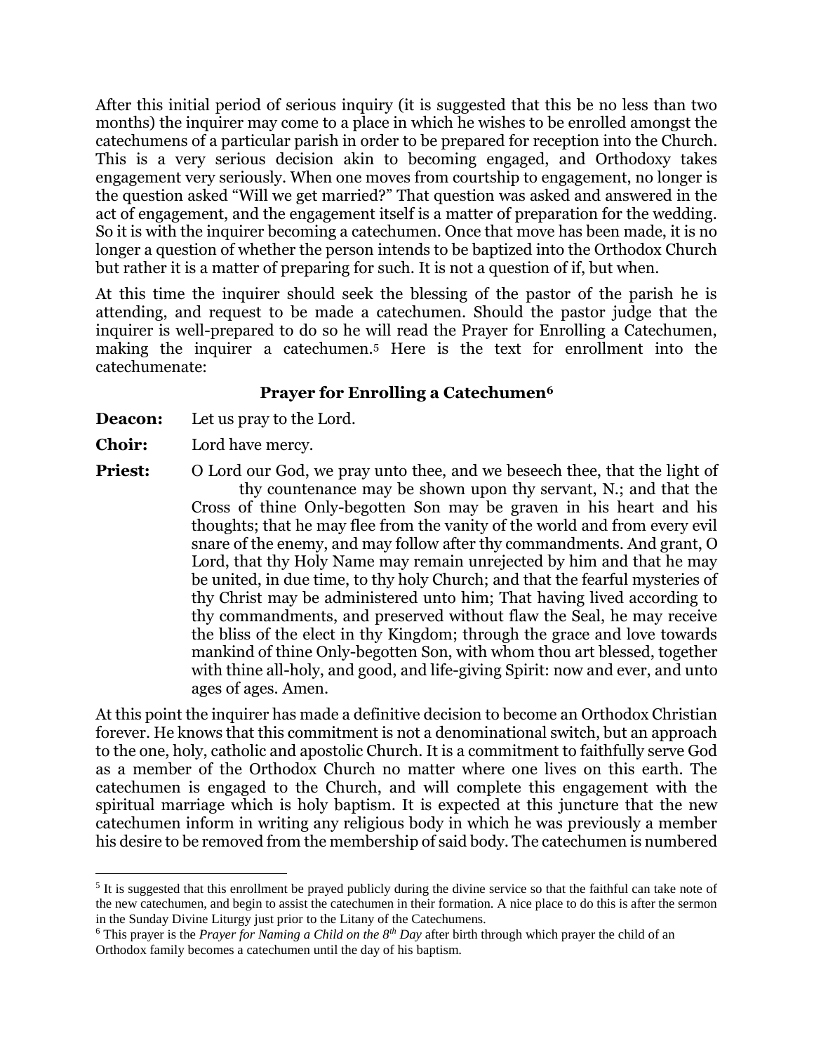After this initial period of serious inquiry (it is suggested that this be no less than two months) the inquirer may come to a place in which he wishes to be enrolled amongst the catechumens of a particular parish in order to be prepared for reception into the Church. This is a very serious decision akin to becoming engaged, and Orthodoxy takes engagement very seriously. When one moves from courtship to engagement, no longer is the question asked "Will we get married?" That question was asked and answered in the act of engagement, and the engagement itself is a matter of preparation for the wedding. So it is with the inquirer becoming a catechumen. Once that move has been made, it is no longer a question of whether the person intends to be baptized into the Orthodox Church but rather it is a matter of preparing for such. It is not a question of if, but when.

At this time the inquirer should seek the blessing of the pastor of the parish he is attending, and request to be made a catechumen. Should the pastor judge that the inquirer is well-prepared to do so he will read the Prayer for Enrolling a Catechumen, making the inquirer a catechumen.[5] Here is the text for enrollment into the catechumenate:

### Prayer for Enrolling a Catechumen[6]

**Deacon:** Let us pray to the Lord.

**Choir:** Lord have mercy.

**Priest:** O Lord our God, we pray unto thee, and we beseech thee, that the light of thy countenance may be shown upon thy servant, N.; and that the Cross of thine Only-begotten Son may be graven in his heart and his thoughts; that he may flee from the vanity of the world and from every evil snare of the enemy, and may follow after thy commandments. And grant, O Lord, that thy Holy Name may remain unrejected by him and that he may be united, in due time, to thy holy Church; and that the fearful mysteries of thy Christ may be administered unto him; That having lived according to thy commandments, and preserved without flaw the Seal, he may receive the bliss of the elect in thy Kingdom; through the grace and love towards mankind of thine Only-begotten Son, with whom thou art blessed, together with thine all-holy, and good, and life-giving Spirit: now and ever, and unto ages of ages. Amen.

At this point the inquirer has made a definitive decision to become an Orthodox Christian forever. He knows that this commitment is not a denominational switch, but an approach to the one, holy, catholic and apostolic Church. It is a commitment to faithfully serve God as a member of the Orthodox Church no matter where one lives on this earth. The catechumen is engaged to the Church, and will complete this engagement with the spiritual marriage which is holy baptism. It is expected at this juncture that the new catechumen inform in writing any religious body in which he was previously a member his desire to be removed from the membership of said body. The catechumen is numbered

---

[5] It is suggested that this enrollment be prayed publicly during the divine service so that the faithful can take note of the new catechumen, and begin to assist the catechumen in their formation. A nice place to do this is after the sermon in the Sunday Divine Liturgy just prior to the Litany of the Catechumens.

[6] This prayer is the *Prayer for Naming a Child on the 8th Day* after birth through which prayer the child of an Orthodox family becomes a catechumen until the day of his baptism.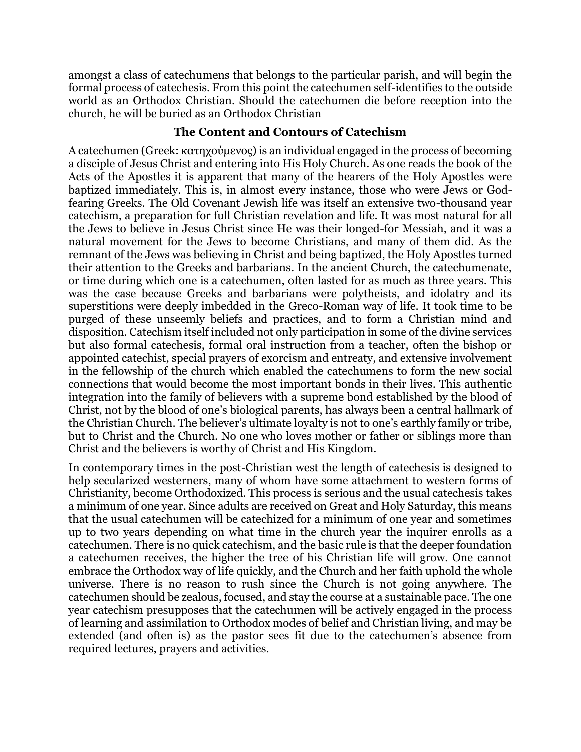amongst a class of catechumens that belongs to the particular parish, and will begin the formal process of catechesis. From this point the catechumen self-identifies to the outside world as an Orthodox Christian. Should the catechumen die before reception into the church, he will be buried as an Orthodox Christian

### The Content and Contours of Catechism

A catechumen (Greek: κατηχούμενος) is an individual engaged in the process of becoming a disciple of Jesus Christ and entering into His Holy Church. As one reads the book of the Acts of the Apostles it is apparent that many of the hearers of the Holy Apostles were baptized immediately. This is, in almost every instance, those who were Jews or God-fearing Greeks. The Old Covenant Jewish life was itself an extensive two-thousand year catechism, a preparation for full Christian revelation and life. It was most natural for all the Jews to believe in Jesus Christ since He was their longed-for Messiah, and it was a natural movement for the Jews to become Christians, and many of them did. As the remnant of the Jews was believing in Christ and being baptized, the Holy Apostles turned their attention to the Greeks and barbarians. In the ancient Church, the catechumenate, or time during which one is a catechumen, often lasted for as much as three years. This was the case because Greeks and barbarians were polytheists, and idolatry and its superstitions were deeply imbedded in the Greco-Roman way of life. It took time to be purged of these unseemly beliefs and practices, and to form a Christian mind and disposition. Catechism itself included not only participation in some of the divine services but also formal catechesis, formal oral instruction from a teacher, often the bishop or appointed catechist, special prayers of exorcism and entreaty, and extensive involvement in the fellowship of the church which enabled the catechumens to form the new social connections that would become the most important bonds in their lives. This authentic integration into the family of believers with a supreme bond established by the blood of Christ, not by the blood of one's biological parents, has always been a central hallmark of the Christian Church. The believer's ultimate loyalty is not to one's earthly family or tribe, but to Christ and the Church. No one who loves mother or father or siblings more than Christ and the believers is worthy of Christ and His Kingdom.

In contemporary times in the post-Christian west the length of catechesis is designed to help secularized westerners, many of whom have some attachment to western forms of Christianity, become Orthodoxized. This process is serious and the usual catechesis takes a minimum of one year. Since adults are received on Great and Holy Saturday, this means that the usual catechumen will be catechized for a minimum of one year and sometimes up to two years depending on what time in the church year the inquirer enrolls as a catechumen. There is no quick catechism, and the basic rule is that the deeper foundation a catechumen receives, the higher the tree of his Christian life will grow. One cannot embrace the Orthodox way of life quickly, and the Church and her faith uphold the whole universe. There is no reason to rush since the Church is not going anywhere. The catechumen should be zealous, focused, and stay the course at a sustainable pace. The one year catechism presupposes that the catechumen will be actively engaged in the process of learning and assimilation to Orthodox modes of belief and Christian living, and may be extended (and often is) as the pastor sees fit due to the catechumen's absence from required lectures, prayers and activities.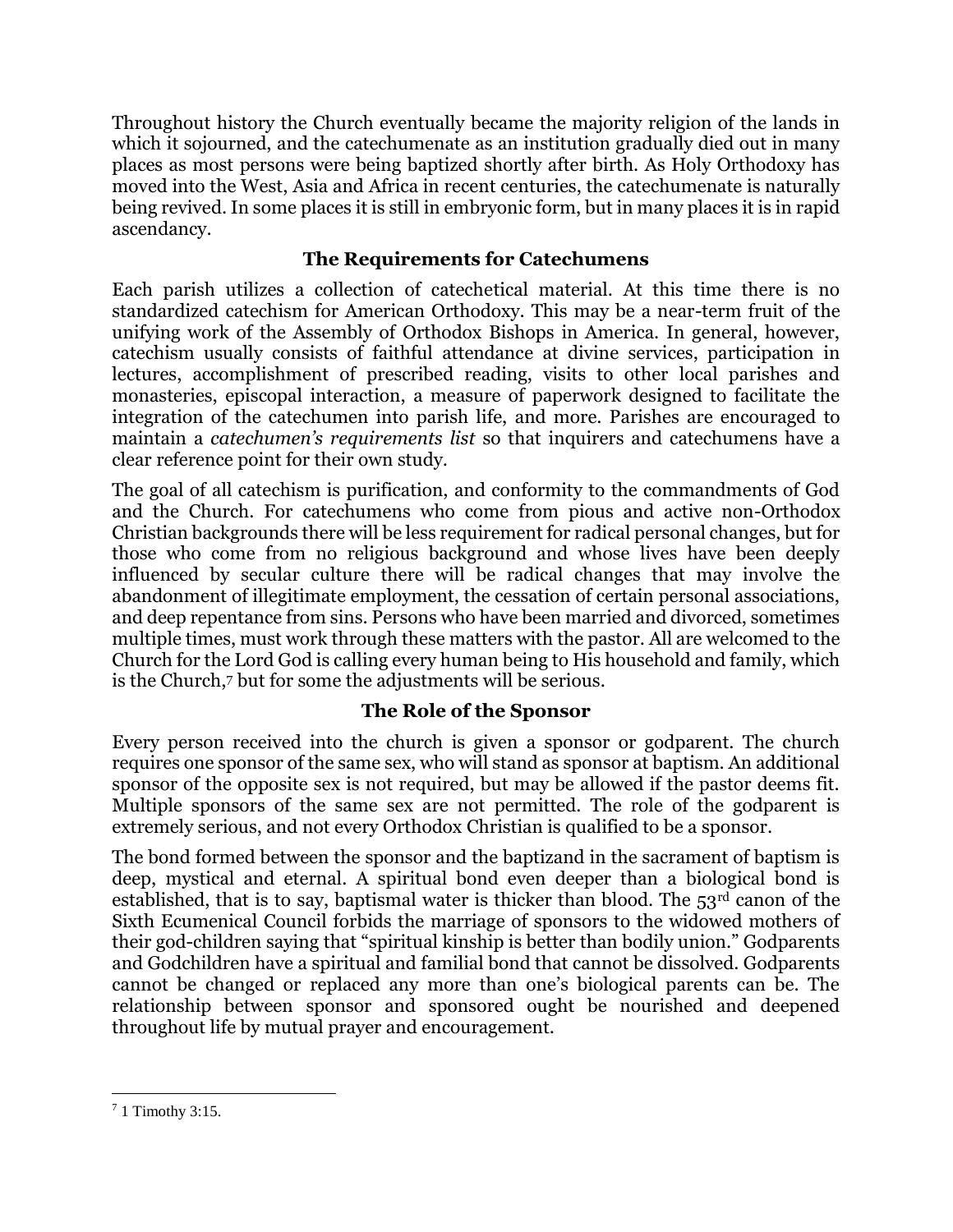Throughout history the Church eventually became the majority religion of the lands in which it sojourned, and the catechumenate as an institution gradually died out in many places as most persons were being baptized shortly after birth. As Holy Orthodoxy has moved into the West, Asia and Africa in recent centuries, the catechumenate is naturally being revived. In some places it is still in embryonic form, but in many places it is in rapid ascendancy.

## The Requirements for Catechumens

Each parish utilizes a collection of catechetical material. At this time there is no standardized catechism for American Orthodoxy. This may be a near-term fruit of the unifying work of the Assembly of Orthodox Bishops in America. In general, however, catechism usually consists of faithful attendance at divine services, participation in lectures, accomplishment of prescribed reading, visits to other local parishes and monasteries, episcopal interaction, a measure of paperwork designed to facilitate the integration of the catechumen into parish life, and more. Parishes are encouraged to maintain a *catechumen's requirements list* so that inquirers and catechumens have a clear reference point for their own study.

The goal of all catechism is purification, and conformity to the commandments of God and the Church. For catechumens who come from pious and active non-Orthodox Christian backgrounds there will be less requirement for radical personal changes, but for those who come from no religious background and whose lives have been deeply influenced by secular culture there will be radical changes that may involve the abandonment of illegitimate employment, the cessation of certain personal associations, and deep repentance from sins. Persons who have been married and divorced, sometimes multiple times, must work through these matters with the pastor. All are welcomed to the Church for the Lord God is calling every human being to His household and family, which is the Church,[7] but for some the adjustments will be serious.

## The Role of the Sponsor

Every person received into the church is given a sponsor or godparent. The church requires one sponsor of the same sex, who will stand as sponsor at baptism. An additional sponsor of the opposite sex is not required, but may be allowed if the pastor deems fit. Multiple sponsors of the same sex are not permitted. The role of the godparent is extremely serious, and not every Orthodox Christian is qualified to be a sponsor.

The bond formed between the sponsor and the baptizand in the sacrament of baptism is deep, mystical and eternal. A spiritual bond even deeper than a biological bond is established, that is to say, baptismal water is thicker than blood. The 53rd canon of the Sixth Ecumenical Council forbids the marriage of sponsors to the widowed mothers of their god-children saying that "spiritual kinship is better than bodily union." Godparents and Godchildren have a spiritual and familial bond that cannot be dissolved. Godparents cannot be changed or replaced any more than one's biological parents can be. The relationship between sponsor and sponsored ought be nourished and deepened throughout life by mutual prayer and encouragement.

---

[7] 1 Timothy 3:15.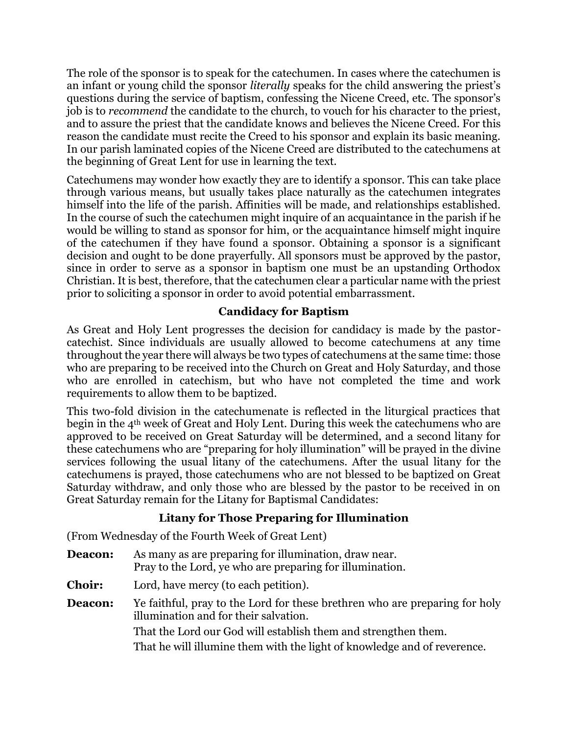The role of the sponsor is to speak for the catechumen. In cases where the catechumen is an infant or young child the sponsor *literally* speaks for the child answering the priest's questions during the service of baptism, confessing the Nicene Creed, etc. The sponsor's job is to *recommend* the candidate to the church, to vouch for his character to the priest, and to assure the priest that the candidate knows and believes the Nicene Creed. For this reason the candidate must recite the Creed to his sponsor and explain its basic meaning. In our parish laminated copies of the Nicene Creed are distributed to the catechumens at the beginning of Great Lent for use in learning the text.

Catechumens may wonder how exactly they are to identify a sponsor. This can take place through various means, but usually takes place naturally as the catechumen integrates himself into the life of the parish. Affinities will be made, and relationships established. In the course of such the catechumen might inquire of an acquaintance in the parish if he would be willing to stand as sponsor for him, or the acquaintance himself might inquire of the catechumen if they have found a sponsor. Obtaining a sponsor is a significant decision and ought to be done prayerfully. All sponsors must be approved by the pastor, since in order to serve as a sponsor in baptism one must be an upstanding Orthodox Christian. It is best, therefore, that the catechumen clear a particular name with the priest prior to soliciting a sponsor in order to avoid potential embarrassment.

### Candidacy for Baptism

As Great and Holy Lent progresses the decision for candidacy is made by the pastor-catechist. Since individuals are usually allowed to become catechumens at any time throughout the year there will always be two types of catechumens at the same time: those who are preparing to be received into the Church on Great and Holy Saturday, and those who are enrolled in catechism, but who have not completed the time and work requirements to allow them to be baptized.

This two-fold division in the catechumenate is reflected in the liturgical practices that begin in the 4th week of Great and Holy Lent. During this week the catechumens who are approved to be received on Great Saturday will be determined, and a second litany for these catechumens who are "preparing for holy illumination" will be prayed in the divine services following the usual litany of the catechumens. After the usual litany for the catechumens is prayed, those catechumens who are not blessed to be baptized on Great Saturday withdraw, and only those who are blessed by the pastor to be received in on Great Saturday remain for the Litany for Baptismal Candidates:

### Litany for Those Preparing for Illumination

(From Wednesday of the Fourth Week of Great Lent)

**Deacon:** As many as are preparing for illumination, draw near.
Pray to the Lord, ye who are preparing for illumination.

**Choir:** Lord, have mercy (to each petition).

**Deacon:** Ye faithful, pray to the Lord for these brethren who are preparing for holy illumination and for their salvation.

That the Lord our God will establish them and strengthen them.

That he will illumine them with the light of knowledge and of reverence.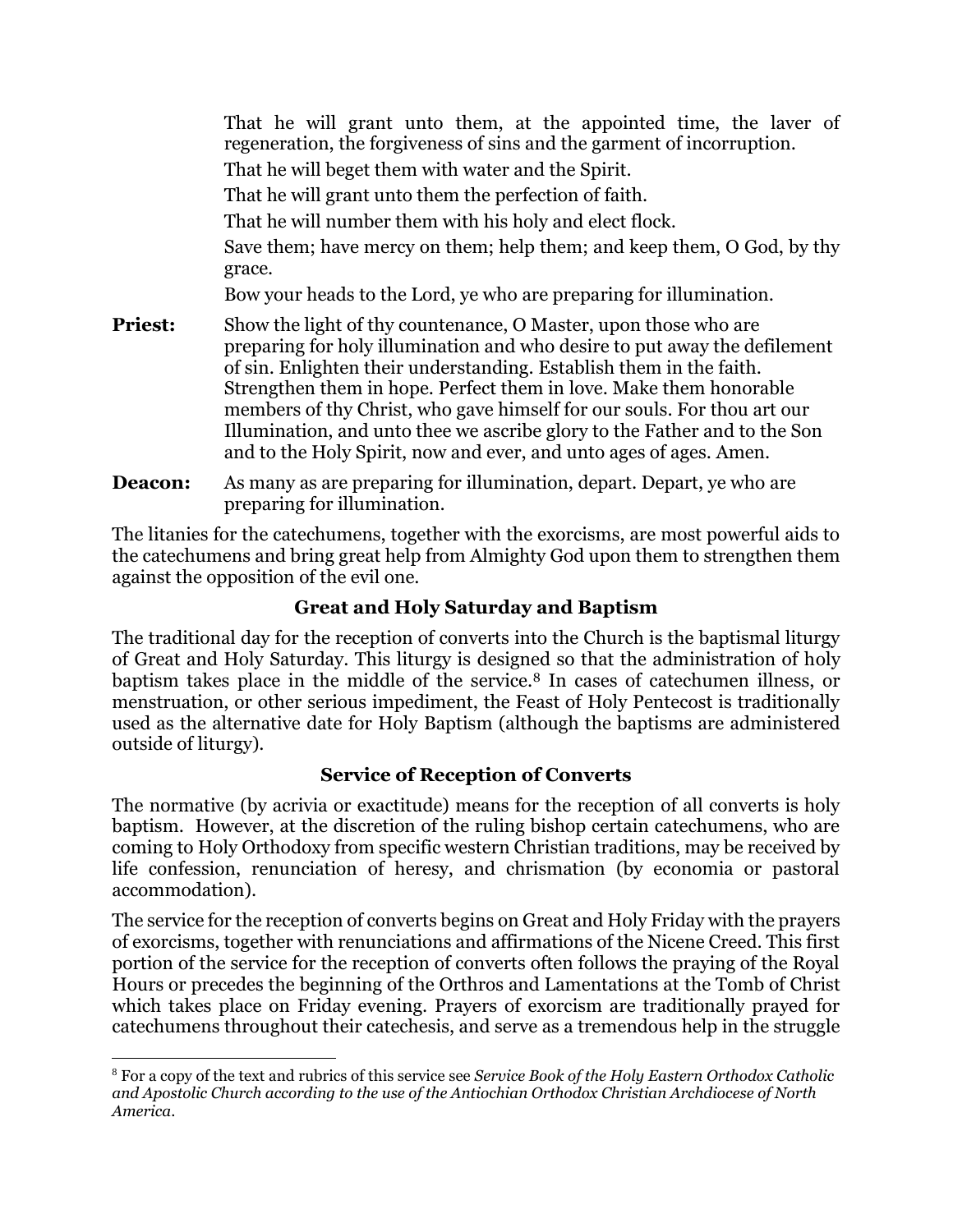That he will grant unto them, at the appointed time, the laver of regeneration, the forgiveness of sins and the garment of incorruption.

That he will beget them with water and the Spirit.

That he will grant unto them the perfection of faith.

That he will number them with his holy and elect flock.

Save them; have mercy on them; help them; and keep them, O God, by thy grace.

Bow your heads to the Lord, ye who are preparing for illumination.

**Priest:** Show the light of thy countenance, O Master, upon those who are preparing for holy illumination and who desire to put away the defilement of sin. Enlighten their understanding. Establish them in the faith. Strengthen them in hope. Perfect them in love. Make them honorable members of thy Christ, who gave himself for our souls. For thou art our Illumination, and unto thee we ascribe glory to the Father and to the Son and to the Holy Spirit, now and ever, and unto ages of ages. Amen.

**Deacon:** As many as are preparing for illumination, depart. Depart, ye who are preparing for illumination.

The litanies for the catechumens, together with the exorcisms, are most powerful aids to the catechumens and bring great help from Almighty God upon them to strengthen them against the opposition of the evil one.

### Great and Holy Saturday and Baptism

The traditional day for the reception of converts into the Church is the baptismal liturgy of Great and Holy Saturday. This liturgy is designed so that the administration of holy baptism takes place in the middle of the service.[8] In cases of catechumen illness, or menstruation, or other serious impediment, the Feast of Holy Pentecost is traditionally used as the alternative date for Holy Baptism (although the baptisms are administered outside of liturgy).

### Service of Reception of Converts

The normative (by acrivia or exactitude) means for the reception of all converts is holy baptism. However, at the discretion of the ruling bishop certain catechumens, who are coming to Holy Orthodoxy from specific western Christian traditions, may be received by life confession, renunciation of heresy, and chrismation (by economia or pastoral accommodation).

The service for the reception of converts begins on Great and Holy Friday with the prayers of exorcisms, together with renunciations and affirmations of the Nicene Creed. This first portion of the service for the reception of converts often follows the praying of the Royal Hours or precedes the beginning of the Orthros and Lamentations at the Tomb of Christ which takes place on Friday evening. Prayers of exorcism are traditionally prayed for catechumens throughout their catechesis, and serve as a tremendous help in the struggle

---

[8] For a copy of the text and rubrics of this service see *Service Book of the Holy Eastern Orthodox Catholic and Apostolic Church according to the use of the Antiochian Orthodox Christian Archdiocese of North America*.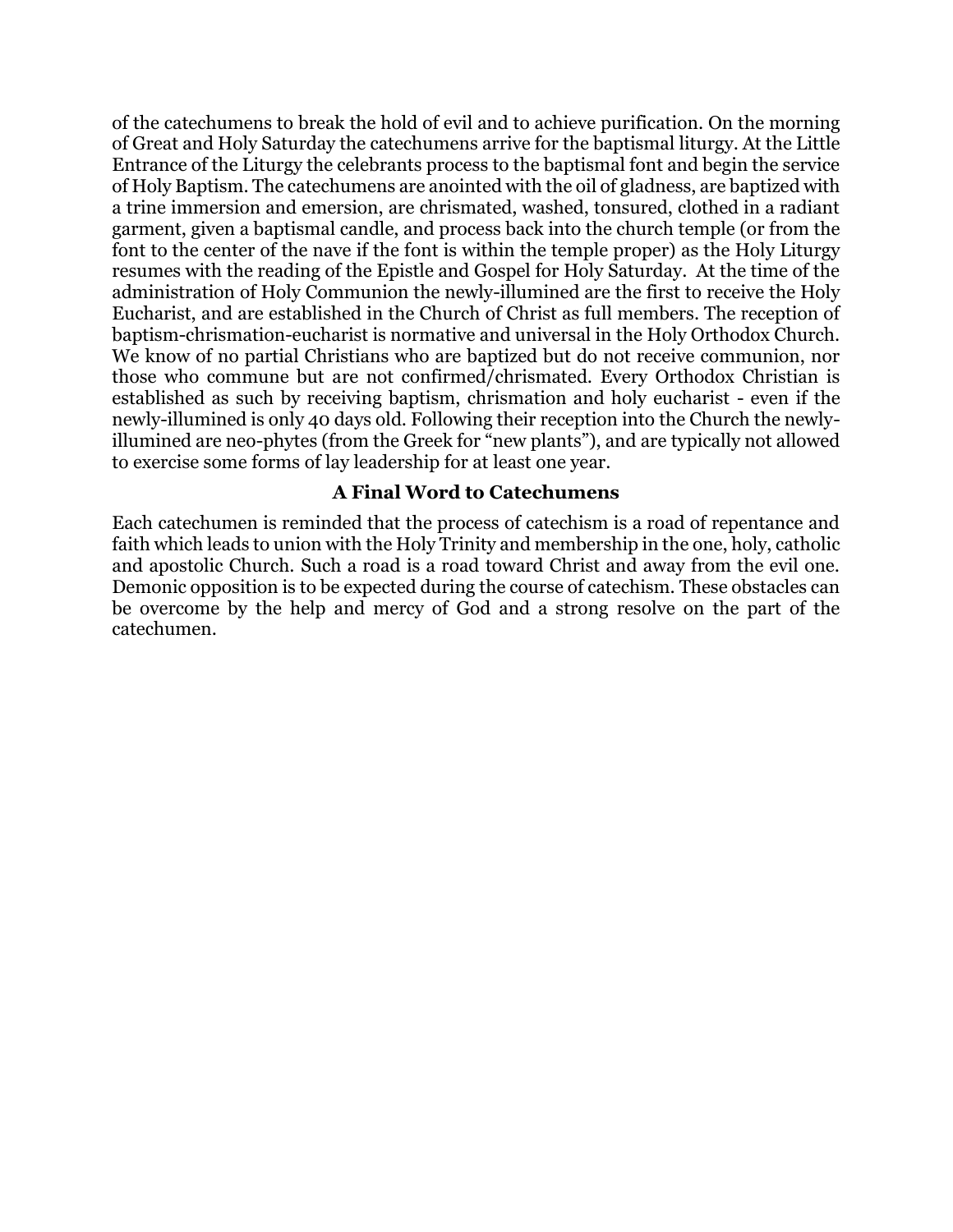of the catechumens to break the hold of evil and to achieve purification. On the morning of Great and Holy Saturday the catechumens arrive for the baptismal liturgy. At the Little Entrance of the Liturgy the celebrants process to the baptismal font and begin the service of Holy Baptism. The catechumens are anointed with the oil of gladness, are baptized with a trine immersion and emersion, are chrismated, washed, tonsured, clothed in a radiant garment, given a baptismal candle, and process back into the church temple (or from the font to the center of the nave if the font is within the temple proper) as the Holy Liturgy resumes with the reading of the Epistle and Gospel for Holy Saturday. At the time of the administration of Holy Communion the newly-illumined are the first to receive the Holy Eucharist, and are established in the Church of Christ as full members. The reception of baptism-chrismation-eucharist is normative and universal in the Holy Orthodox Church. We know of no partial Christians who are baptized but do not receive communion, nor those who commune but are not confirmed/chrismated. Every Orthodox Christian is established as such by receiving baptism, chrismation and holy eucharist - even if the newly-illumined is only 40 days old. Following their reception into the Church the newly-illumined are neo-phytes (from the Greek for "new plants"), and are typically not allowed to exercise some forms of lay leadership for at least one year.

### A Final Word to Catechumens

Each catechumen is reminded that the process of catechism is a road of repentance and faith which leads to union with the Holy Trinity and membership in the one, holy, catholic and apostolic Church. Such a road is a road toward Christ and away from the evil one. Demonic opposition is to be expected during the course of catechism. These obstacles can be overcome by the help and mercy of God and a strong resolve on the part of the catechumen.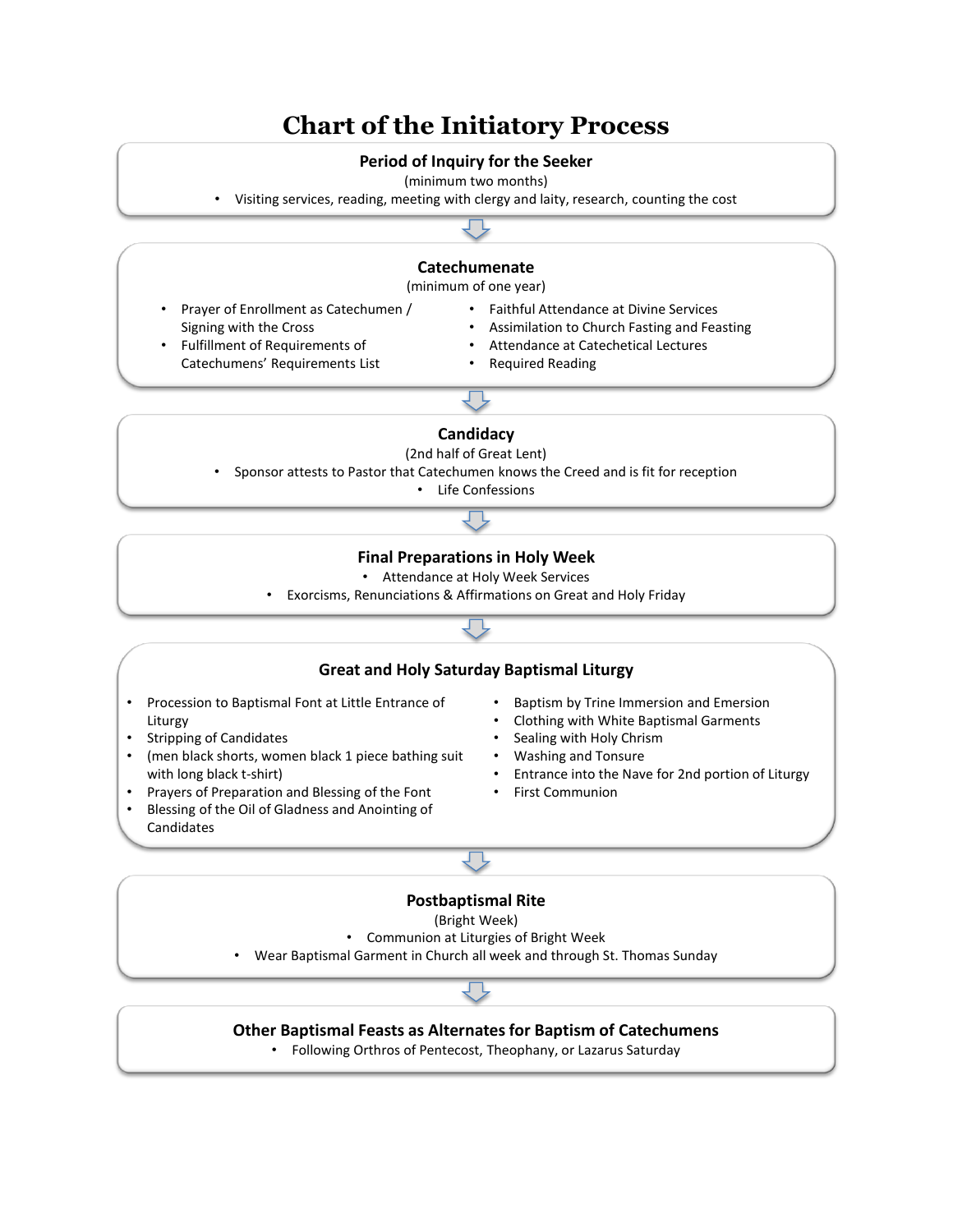# Chart of the Initiatory Process

## Period of Inquiry for the Seeker

(minimum two months)

- Visiting services, reading, meeting with clergy and laity, research, counting the cost

## Catechumenate

(minimum of one year)

- Prayer of Enrollment as Catechumen / Signing with the Cross
- Fulfillment of Requirements of Catechumens' Requirements List
- Faithful Attendance at Divine Services
- Assimilation to Church Fasting and Feasting
- Attendance at Catechetical Lectures
- Required Reading

## Candidacy

(2nd half of Great Lent)

- Sponsor attests to Pastor that Catechumen knows the Creed and is fit for reception
- Life Confessions

## Final Preparations in Holy Week

- Attendance at Holy Week Services
- Exorcisms, Renunciations & Affirmations on Great and Holy Friday

## Great and Holy Saturday Baptismal Liturgy

- Procession to Baptismal Font at Little Entrance of Liturgy
- Stripping of Candidates
- (men black shorts, women black 1 piece bathing suit with long black t-shirt)
- Prayers of Preparation and Blessing of the Font
- Blessing of the Oil of Gladness and Anointing of Candidates
- Baptism by Trine Immersion and Emersion
- Clothing with White Baptismal Garments
- Sealing with Holy Chrism
- Washing and Tonsure
- Entrance into the Nave for 2nd portion of Liturgy
- First Communion

## Postbaptismal Rite

(Bright Week)

- Communion at Liturgies of Bright Week
- Wear Baptismal Garment in Church all week and through St. Thomas Sunday

## Other Baptismal Feasts as Alternates for Baptism of Catechumens

- Following Orthros of Pentecost, Theophany, or Lazarus Saturday